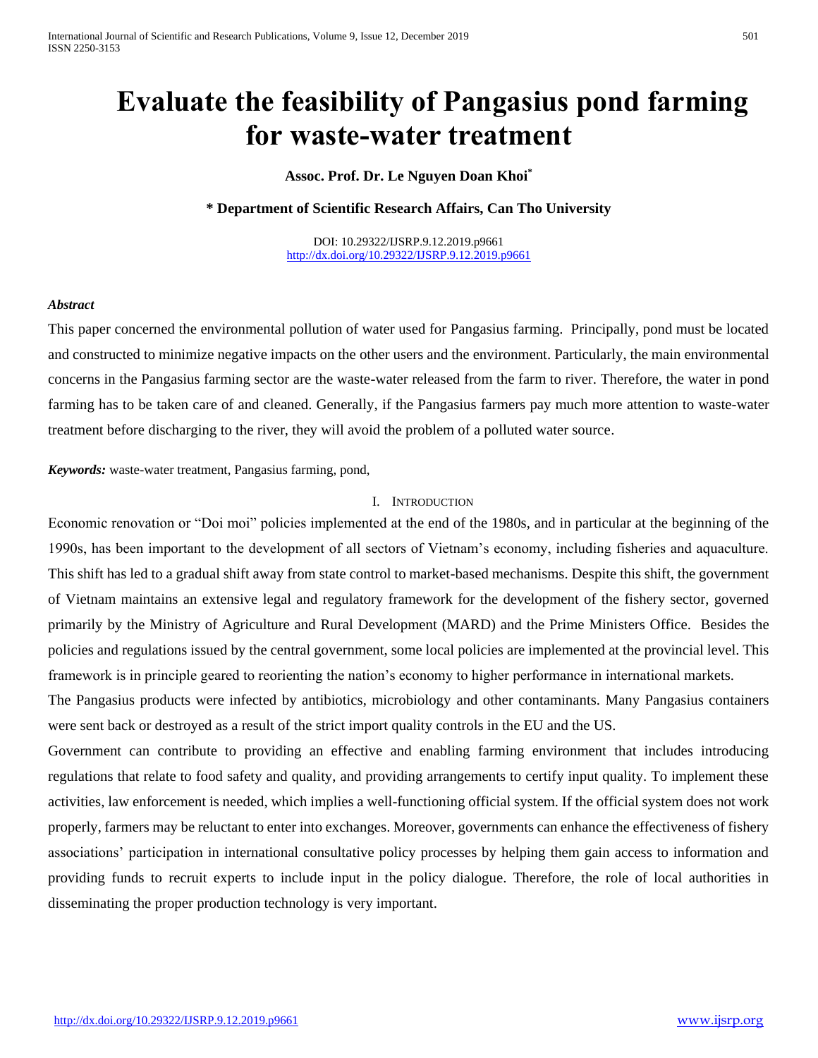# Evaluate the feasibility of Pangasius pond farming for waste-water treatment

**Assoc. Prof. Dr. Le Nguyen Doan Khoi[*]**

**[*] Department of Scientific Research Affairs, Can Tho University**

DOI: 10.29322/IJSRP.9.12.2019.p9661
http://dx.doi.org/10.29322/IJSRP.9.12.2019.p9661

***Abstract***

This paper concerned the environmental pollution of water used for Pangasius farming. Principally, pond must be located and constructed to minimize negative impacts on the other users and the environment. Particularly, the main environmental concerns in the Pangasius farming sector are the waste-water released from the farm to river. Therefore, the water in pond farming has to be taken care of and cleaned. Generally, if the Pangasius farmers pay much more attention to waste-water treatment before discharging to the river, they will avoid the problem of a polluted water source.

***Keywords:*** waste-water treatment, Pangasius farming, pond,

## I. Introduction

Economic renovation or "Doi moi" policies implemented at the end of the 1980s, and in particular at the beginning of the 1990s, has been important to the development of all sectors of Vietnam's economy, including fisheries and aquaculture. This shift has led to a gradual shift away from state control to market-based mechanisms. Despite this shift, the government of Vietnam maintains an extensive legal and regulatory framework for the development of the fishery sector, governed primarily by the Ministry of Agriculture and Rural Development (MARD) and the Prime Ministers Office. Besides the policies and regulations issued by the central government, some local policies are implemented at the provincial level. This framework is in principle geared to reorienting the nation's economy to higher performance in international markets.

The Pangasius products were infected by antibiotics, microbiology and other contaminants. Many Pangasius containers were sent back or destroyed as a result of the strict import quality controls in the EU and the US.

Government can contribute to providing an effective and enabling farming environment that includes introducing regulations that relate to food safety and quality, and providing arrangements to certify input quality. To implement these activities, law enforcement is needed, which implies a well-functioning official system. If the official system does not work properly, farmers may be reluctant to enter into exchanges. Moreover, governments can enhance the effectiveness of fishery associations' participation in international consultative policy processes by helping them gain access to information and providing funds to recruit experts to include input in the policy dialogue. Therefore, the role of local authorities in disseminating the proper production technology is very important.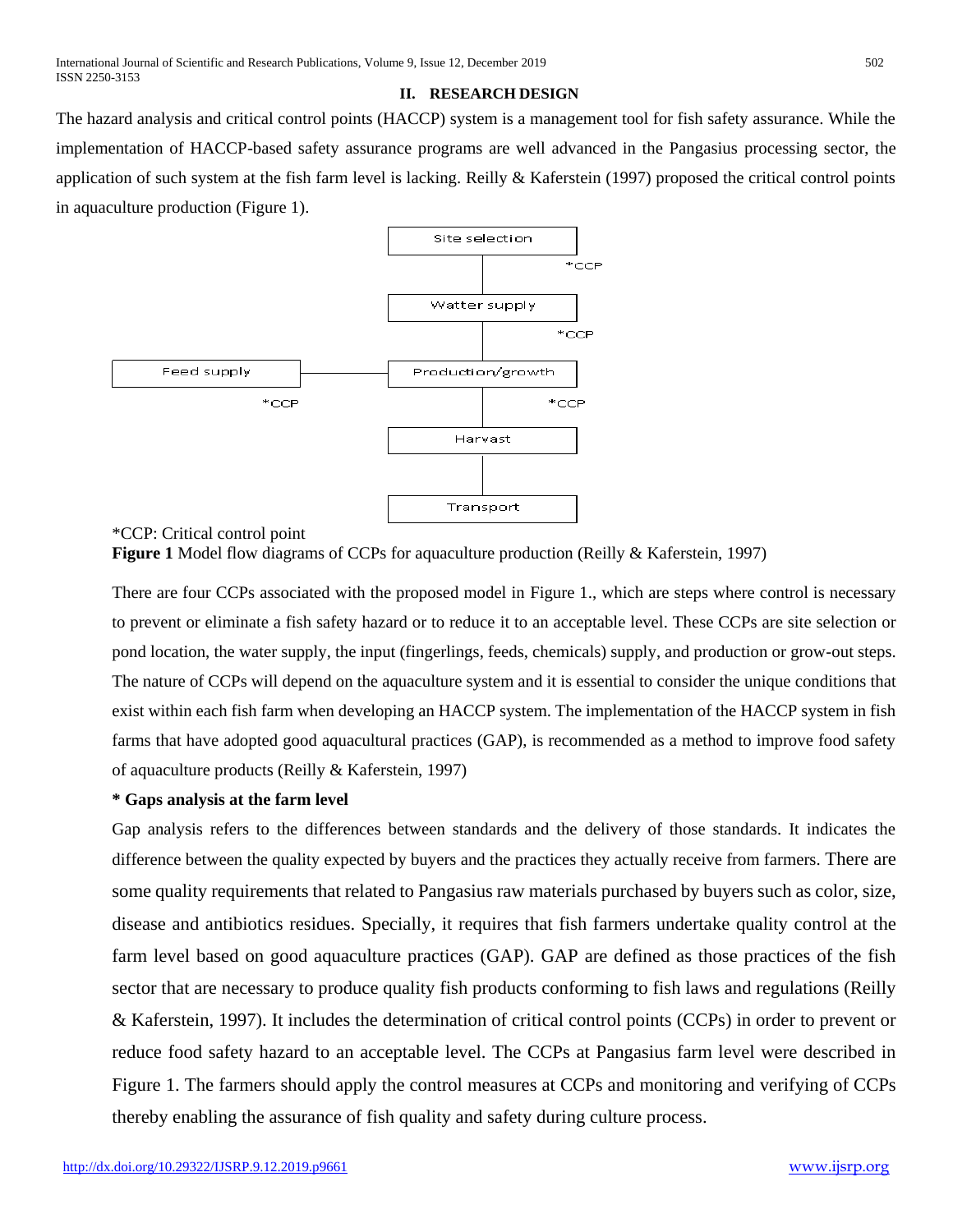## II. RESEARCH DESIGN

The hazard analysis and critical control points (HACCP) system is a management tool for fish safety assurance. While the implementation of HACCP-based safety assurance programs are well advanced in the Pangasius processing sector, the application of such system at the fish farm level is lacking. Reilly & Kaferstein (1997) proposed the critical control points in aquaculture production (Figure 1).

```
                                   Site selection
                                         |        *CCP
                                   Watter supply
                                         |        *CCP
Feed supply ---------------------- Production/growth
              *CCP                       |        *CCP
                                      Harvast
                                         |
                                     Transport
```

*CCP: Critical control point

**Figure 1** Model flow diagrams of CCPs for aquaculture production (Reilly & Kaferstein, 1997)

There are four CCPs associated with the proposed model in Figure 1., which are steps where control is necessary to prevent or eliminate a fish safety hazard or to reduce it to an acceptable level. These CCPs are site selection or pond location, the water supply, the input (fingerlings, feeds, chemicals) supply, and production or grow-out steps. The nature of CCPs will depend on the aquaculture system and it is essential to consider the unique conditions that exist within each fish farm when developing an HACCP system. The implementation of the HACCP system in fish farms that have adopted good aquacultural practices (GAP), is recommended as a method to improve food safety of aquaculture products (Reilly & Kaferstein, 1997)

**\* Gaps analysis at the farm level**

Gap analysis refers to the differences between standards and the delivery of those standards. It indicates the difference between the quality expected by buyers and the practices they actually receive from farmers. There are some quality requirements that related to Pangasius raw materials purchased by buyers such as color, size, disease and antibiotics residues. Specially, it requires that fish farmers undertake quality control at the farm level based on good aquaculture practices (GAP). GAP are defined as those practices of the fish sector that are necessary to produce quality fish products conforming to fish laws and regulations (Reilly & Kaferstein, 1997). It includes the determination of critical control points (CCPs) in order to prevent or reduce food safety hazard to an acceptable level. The CCPs at Pangasius farm level were described in Figure 1. The farmers should apply the control measures at CCPs and monitoring and verifying of CCPs thereby enabling the assurance of fish quality and safety during culture process.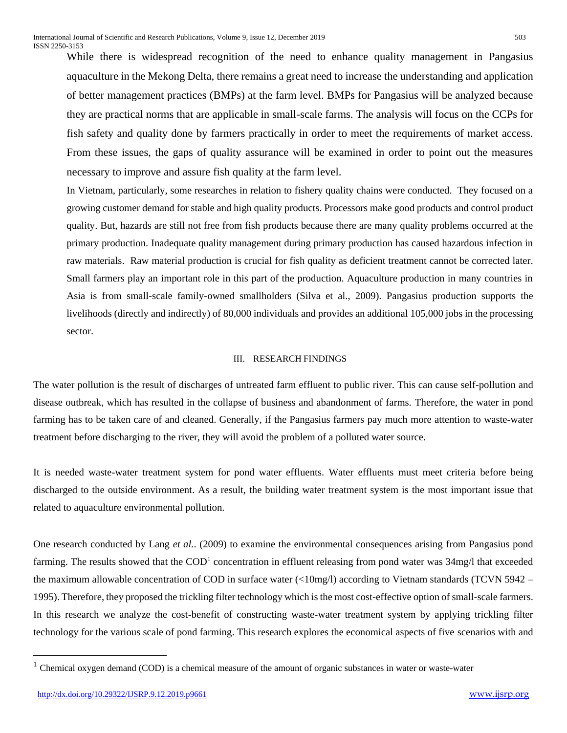While there is widespread recognition of the need to enhance quality management in Pangasius aquaculture in the Mekong Delta, there remains a great need to increase the understanding and application of better management practices (BMPs) at the farm level. BMPs for Pangasius will be analyzed because they are practical norms that are applicable in small-scale farms. The analysis will focus on the CCPs for fish safety and quality done by farmers practically in order to meet the requirements of market access. From these issues, the gaps of quality assurance will be examined in order to point out the measures necessary to improve and assure fish quality at the farm level.

In Vietnam, particularly, some researches in relation to fishery quality chains were conducted. They focused on a growing customer demand for stable and high quality products. Processors make good products and control product quality. But, hazards are still not free from fish products because there are many quality problems occurred at the primary production. Inadequate quality management during primary production has caused hazardous infection in raw materials. Raw material production is crucial for fish quality as deficient treatment cannot be corrected later. Small farmers play an important role in this part of the production. Aquaculture production in many countries in Asia is from small-scale family-owned smallholders (Silva et al., 2009). Pangasius production supports the livelihoods (directly and indirectly) of 80,000 individuals and provides an additional 105,000 jobs in the processing sector.

## III. RESEARCH FINDINGS

The water pollution is the result of discharges of untreated farm effluent to public river. This can cause self-pollution and disease outbreak, which has resulted in the collapse of business and abandonment of farms. Therefore, the water in pond farming has to be taken care of and cleaned. Generally, if the Pangasius farmers pay much more attention to waste-water treatment before discharging to the river, they will avoid the problem of a polluted water source.

It is needed waste-water treatment system for pond water effluents. Water effluents must meet criteria before being discharged to the outside environment. As a result, the building water treatment system is the most important issue that related to aquaculture environmental pollution.

One research conducted by Lang *et al.*. (2009) to examine the environmental consequences arising from Pangasius pond farming. The results showed that the COD[1] concentration in effluent releasing from pond water was 34mg/l that exceeded the maximum allowable concentration of COD in surface water (<10mg/l) according to Vietnam standards (TCVN 5942 – 1995). Therefore, they proposed the trickling filter technology which is the most cost-effective option of small-scale farmers. In this research we analyze the cost-benefit of constructing waste-water treatment system by applying trickling filter technology for the various scale of pond farming. This research explores the economical aspects of five scenarios with and

[1] Chemical oxygen demand (COD) is a chemical measure of the amount of organic substances in water or waste-water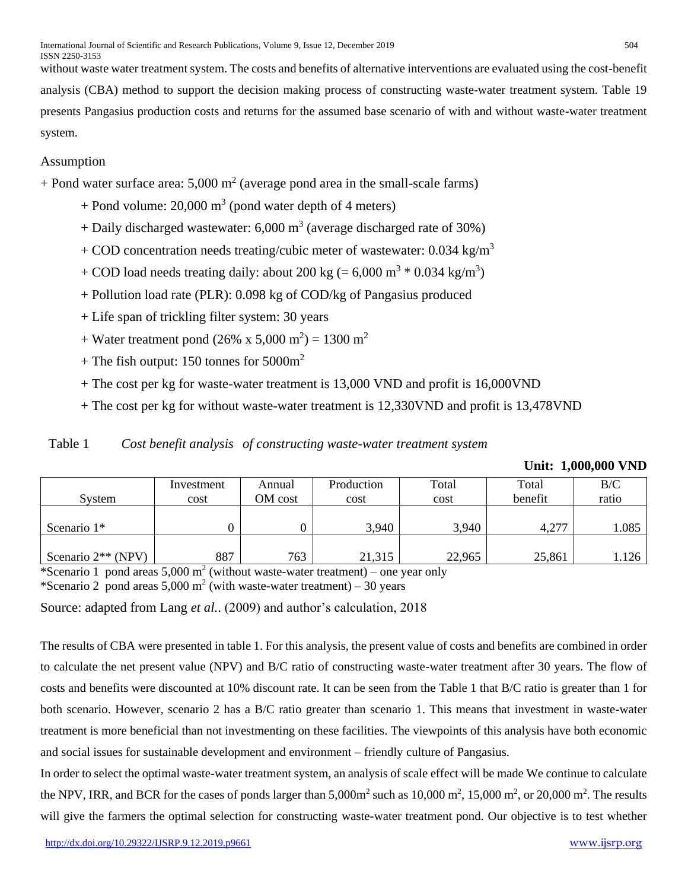without waste water treatment system. The costs and benefits of alternative interventions are evaluated using the cost-benefit analysis (CBA) method to support the decision making process of constructing waste-water treatment system. Table 19 presents Pangasius production costs and returns for the assumed base scenario of with and without waste-water treatment system.

Assumption

+ Pond water surface area: 5,000 $m^2$ (average pond area in the small-scale farms)
  + Pond volume: 20,000 $m^3$ (pond water depth of 4 meters)
  + Daily discharged wastewater: 6,000 $m^3$ (average discharged rate of 30%)
  + COD concentration needs treating/cubic meter of wastewater: 0.034 kg/$m^3$
  + COD load needs treating daily: about 200 kg (= 6,000 $m^3$ * 0.034 kg/$m^3$)
  + Pollution load rate (PLR): 0.098 kg of COD/kg of Pangasius produced
  + Life span of trickling filter system: 30 years
  + Water treatment pond (26% x 5,000 $m^2$) = 1300 $m^2$
  + The fish output: 150 tonnes for 5000$m^2$
  + The cost per kg for waste-water treatment is 13,000 VND and profit is 16,000VND
  + The cost per kg for without waste-water treatment is 12,330VND and profit is 13,478VND

Table 1 *Cost benefit analysis of constructing waste-water treatment system*

**Unit: 1,000,000 VND**

| System | Investment cost | Annual OM cost | Production cost | Total cost | Total benefit | B/C ratio |
|---|---|---|---|---|---|---|
| Scenario 1* | 0 | 0 | 3,940 | 3,940 | 4,277 | 1.085 |
| Scenario 2** (NPV) | 887 | 763 | 21,315 | 22,965 | 25,861 | 1.126 |

*Scenario 1 pond areas 5,000 $m^2$ (without waste-water treatment) – one year only
*Scenario 2 pond areas 5,000 $m^2$ (with waste-water treatment) – 30 years

Source: adapted from Lang *et al.*. (2009) and author's calculation, 2018

The results of CBA were presented in table 1. For this analysis, the present value of costs and benefits are combined in order to calculate the net present value (NPV) and B/C ratio of constructing waste-water treatment after 30 years. The flow of costs and benefits were discounted at 10% discount rate. It can be seen from the Table 1 that B/C ratio is greater than 1 for both scenario. However, scenario 2 has a B/C ratio greater than scenario 1. This means that investment in waste-water treatment is more beneficial than not investmenting on these facilities. The viewpoints of this analysis have both economic and social issues for sustainable development and environment – friendly culture of Pangasius.

In order to select the optimal waste-water treatment system, an analysis of scale effect will be made We continue to calculate the NPV, IRR, and BCR for the cases of ponds larger than 5,000$m^2$ such as 10,000 $m^2$, 15,000 $m^2$, or 20,000 $m^2$. The results will give the farmers the optimal selection for constructing waste-water treatment pond. Our objective is to test whether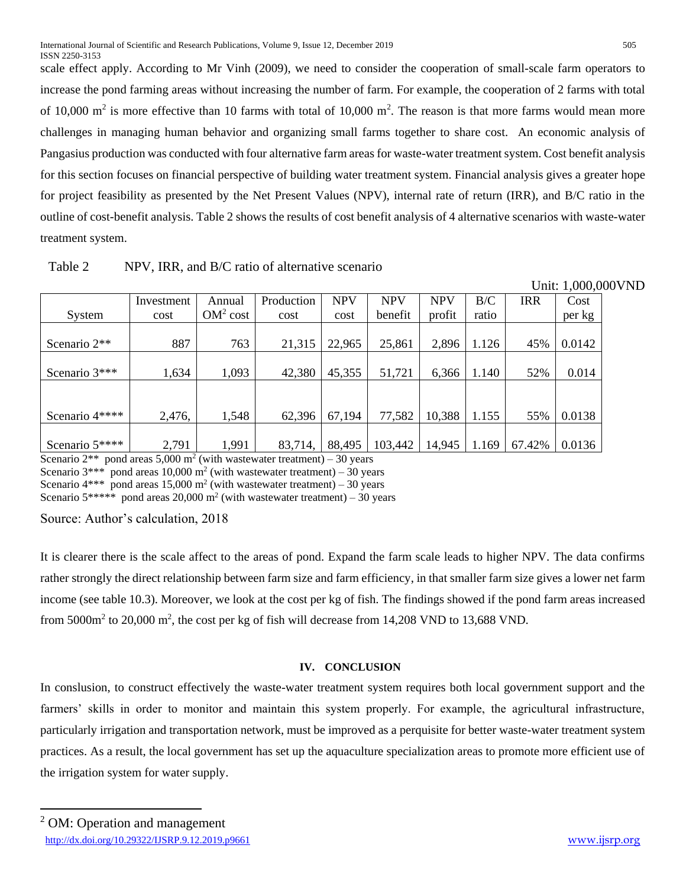scale effect apply. According to Mr Vinh (2009), we need to consider the cooperation of small-scale farm operators to increase the pond farming areas without increasing the number of farm. For example, the cooperation of 2 farms with total of 10,000 $m^2$ is more effective than 10 farms with total of 10,000 $m^2$. The reason is that more farms would mean more challenges in managing human behavior and organizing small farms together to share cost. An economic analysis of Pangasius production was conducted with four alternative farm areas for waste-water treatment system. Cost benefit analysis for this section focuses on financial perspective of building water treatment system. Financial analysis gives a greater hope for project feasibility as presented by the Net Present Values (NPV), internal rate of return (IRR), and B/C ratio in the outline of cost-benefit analysis. Table 2 shows the results of cost benefit analysis of 4 alternative scenarios with waste-water treatment system.

Table 2 NPV, IRR, and B/C ratio of alternative scenario

Unit: 1,000,000VND

| System | Investment cost | Annual OM[2] cost | Production cost | NPV cost | NPV benefit | NPV profit | B/C ratio | IRR | Cost per kg |
|---|---|---|---|---|---|---|---|---|---|
| Scenario 2** | 887 | 763 | 21,315 | 22,965 | 25,861 | 2,896 | 1.126 | 45% | 0.0142 |
| Scenario 3*** | 1,634 | 1,093 | 42,380 | 45,355 | 51,721 | 6,366 | 1.140 | 52% | 0.014 |
| Scenario 4**** | 2,476, | 1,548 | 62,396 | 67,194 | 77,582 | 10,388 | 1.155 | 55% | 0.0138 |
| Scenario 5**** | 2,791 | 1,991 | 83,714, | 88,495 | 103,442 | 14,945 | 1.169 | 67.42% | 0.0136 |

Scenario 2** pond areas 5,000 $m^2$ (with wastewater treatment) – 30 years
Scenario 3*** pond areas 10,000 $m^2$ (with wastewater treatment) – 30 years
Scenario 4*** pond areas 15,000 $m^2$ (with wastewater treatment) – 30 years
Scenario 5***** pond areas 20,000 $m^2$ (with wastewater treatment) – 30 years

Source: Author's calculation, 2018

It is clearer there is the scale affect to the areas of pond. Expand the farm scale leads to higher NPV. The data confirms rather strongly the direct relationship between farm size and farm efficiency, in that smaller farm size gives a lower net farm income (see table 10.3). Moreover, we look at the cost per kg of fish. The findings showed if the pond farm areas increased from 5000$m^2$ to 20,000 $m^2$, the cost per kg of fish will decrease from 14,208 VND to 13,688 VND.

## IV. CONCLUSION

In conslusion, to construct effectively the waste-water treatment system requires both local government support and the farmers' skills in order to monitor and maintain this system properly. For example, the agricultural infrastructure, particularly irrigation and transportation network, must be improved as a perquisite for better waste-water treatment system practices. As a result, the local government has set up the aquaculture specialization areas to promote more efficient use of the irrigation system for water supply.

[2] OM: Operation and management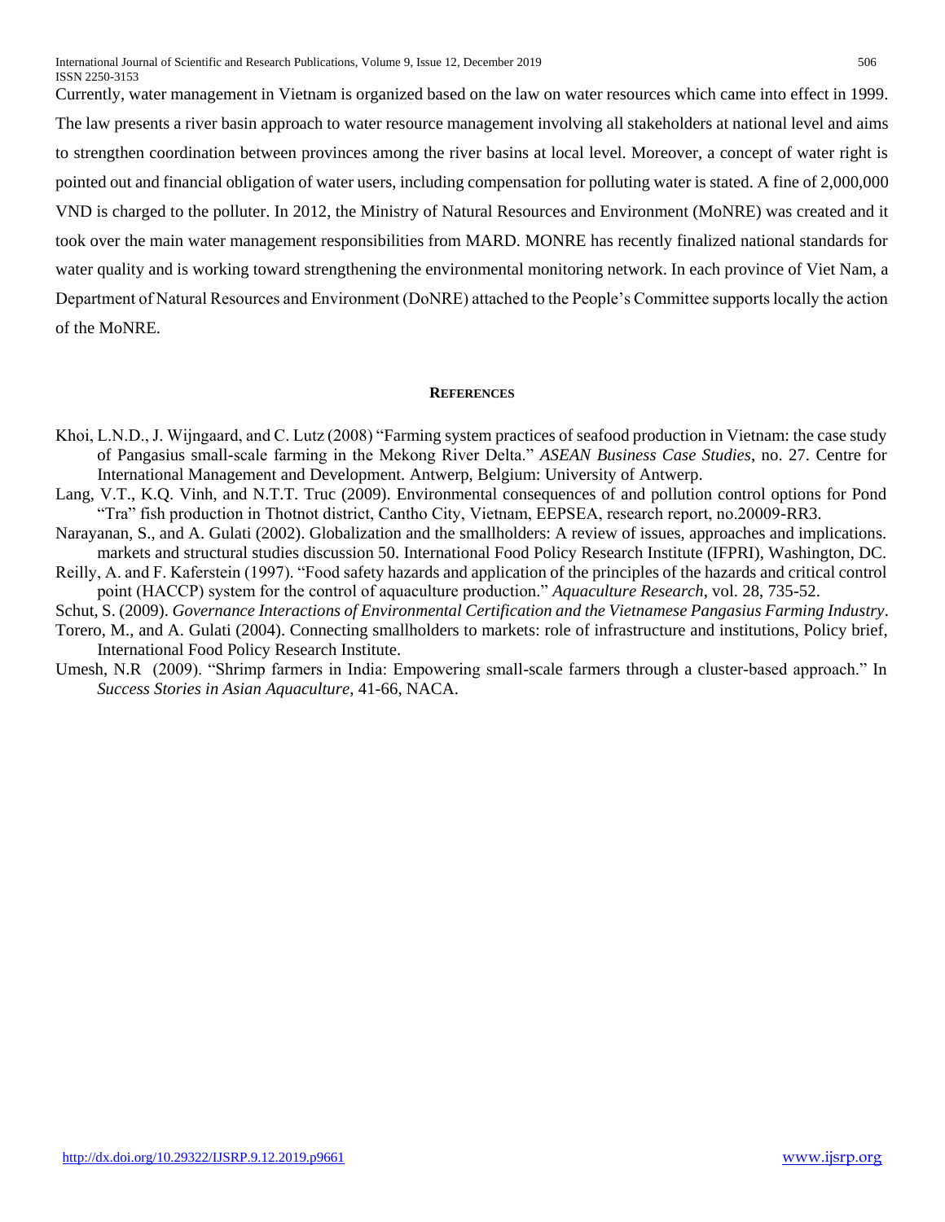Currently, water management in Vietnam is organized based on the law on water resources which came into effect in 1999. The law presents a river basin approach to water resource management involving all stakeholders at national level and aims to strengthen coordination between provinces among the river basins at local level. Moreover, a concept of water right is pointed out and financial obligation of water users, including compensation for polluting water is stated. A fine of 2,000,000 VND is charged to the polluter. In 2012, the Ministry of Natural Resources and Environment (MoNRE) was created and it took over the main water management responsibilities from MARD. MONRE has recently finalized national standards for water quality and is working toward strengthening the environmental monitoring network. In each province of Viet Nam, a Department of Natural Resources and Environment (DoNRE) attached to the People's Committee supports locally the action of the MoNRE.

## REFERENCES

Khoi, L.N.D., J. Wijngaard, and C. Lutz (2008) "Farming system practices of seafood production in Vietnam: the case study of Pangasius small-scale farming in the Mekong River Delta." *ASEAN Business Case Studies*, no. 27. Centre for International Management and Development. Antwerp, Belgium: University of Antwerp.

Lang, V.T., K.Q. Vinh, and N.T.T. Truc (2009). Environmental consequences of and pollution control options for Pond "Tra" fish production in Thotnot district, Cantho City, Vietnam, EEPSEA, research report, no.20009-RR3.

Narayanan, S., and A. Gulati (2002). Globalization and the smallholders: A review of issues, approaches and implications. markets and structural studies discussion 50. International Food Policy Research Institute (IFPRI), Washington, DC.

Reilly, A. and F. Kaferstein (1997). "Food safety hazards and application of the principles of the hazards and critical control point (HACCP) system for the control of aquaculture production." *Aquaculture Research*, vol. 28, 735-52.

Schut, S. (2009). *Governance Interactions of Environmental Certification and the Vietnamese Pangasius Farming Industry*.

Torero, M., and A. Gulati (2004). Connecting smallholders to markets: role of infrastructure and institutions, Policy brief, International Food Policy Research Institute.

Umesh, N.R (2009). "Shrimp farmers in India: Empowering small-scale farmers through a cluster-based approach." In *Success Stories in Asian Aquaculture*, 41-66, NACA.